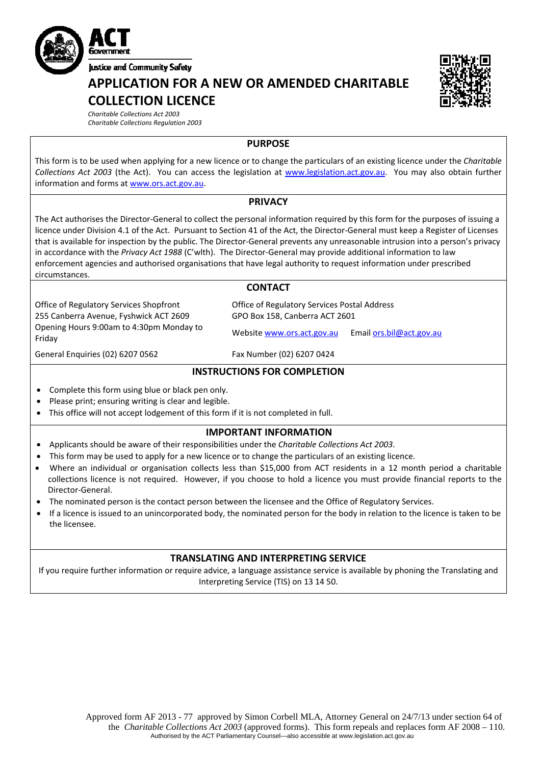ACT Government

Justice and Community Safety

# APPLICATION FOR A NEW OR AMENDED CHARITABLE COLLECTION LICENCE

*Charitable Collections Act 2003*
*Charitable Collections Regulation 2003*

## PURPOSE

This form is to be used when applying for a new licence or to change the particulars of an existing licence under the *Charitable Collections Act 2003* (the Act). You can access the legislation at www.legislation.act.gov.au. You may also obtain further information and forms at www.ors.act.gov.au.

## PRIVACY

The Act authorises the Director-General to collect the personal information required by this form for the purposes of issuing a licence under Division 4.1 of the Act. Pursuant to Section 41 of the Act, the Director-General must keep a Register of Licenses that is available for inspection by the public. The Director-General prevents any unreasonable intrusion into a person's privacy in accordance with the *Privacy Act 1988* (C'wlth). The Director-General may provide additional information to law enforcement agencies and authorised organisations that have legal authority to request information under prescribed circumstances.

## CONTACT

Office of Regulatory Services Shopfront
255 Canberra Avenue, Fyshwick ACT 2609
Opening Hours 9:00am to 4:30pm Monday to Friday

General Enquiries (02) 6207 0562

Office of Regulatory Services Postal Address
GPO Box 158, Canberra ACT 2601

Website www.ors.act.gov.au Email ors.bil@act.gov.au

Fax Number (02) 6207 0424

## INSTRUCTIONS FOR COMPLETION

- Complete this form using blue or black pen only.
- Please print; ensuring writing is clear and legible.
- This office will not accept lodgement of this form if it is not completed in full.

## IMPORTANT INFORMATION

- Applicants should be aware of their responsibilities under the *Charitable Collections Act 2003*.
- This form may be used to apply for a new licence or to change the particulars of an existing licence.
- Where an individual or organisation collects less than $15,000 from ACT residents in a 12 month period a charitable collections licence is not required. However, if you choose to hold a licence you must provide financial reports to the Director-General.
- The nominated person is the contact person between the licensee and the Office of Regulatory Services.
- If a licence is issued to an unincorporated body, the nominated person for the body in relation to the licence is taken to be the licensee.

## TRANSLATING AND INTERPRETING SERVICE

If you require further information or require advice, a language assistance service is available by phoning the Translating and Interpreting Service (TIS) on 13 14 50.

Approved form AF 2013 - 77 approved by Simon Corbell MLA, Attorney General on 24/7/13 under section 64 of the *Charitable Collections Act 2003* (approved forms). This form repeals and replaces form AF 2008 – 110.
Authorised by the ACT Parliamentary Counsel—also accessible at www.legislation.act.gov.au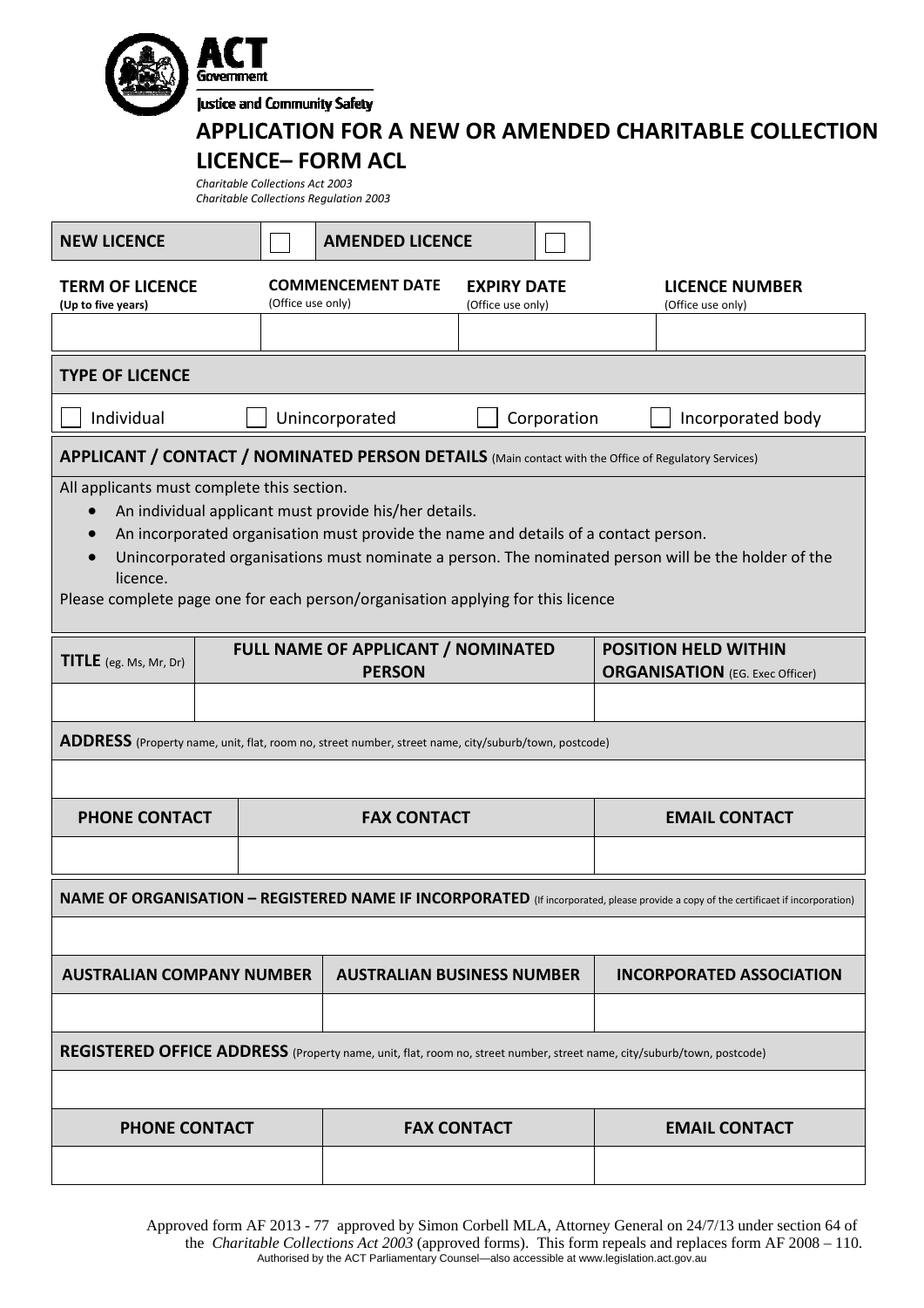ACT Government

Justice and Community Safety

# APPLICATION FOR A NEW OR AMENDED CHARITABLE COLLECTION LICENCE– FORM ACL

*Charitable Collections Act 2003*
*Charitable Collections Regulation 2003*

| NEW LICENCE | ☐ | AMENDED LICENCE | ☐ |
|---|---|---|---|

| TERM OF LICENCE (Up to five years) | COMMENCEMENT DATE (Office use only) | EXPIRY DATE (Office use only) | LICENCE NUMBER (Office use only) |
|---|---|---|---|
| | | | |

**TYPE OF LICENCE**

☐ Individual ☐ Unincorporated ☐ Corporation ☐ Incorporated body

**APPLICANT / CONTACT / NOMINATED PERSON DETAILS** (Main contact with the Office of Regulatory Services)

All applicants must complete this section.

- An individual applicant must provide his/her details.
- An incorporated organisation must provide the name and details of a contact person.
- Unincorporated organisations must nominate a person. The nominated person will be the holder of the licence.

Please complete page one for each person/organisation applying for this licence

| TITLE (eg. Ms, Mr, Dr) | FULL NAME OF APPLICANT / NOMINATED PERSON | POSITION HELD WITHIN ORGANISATION (EG. Exec Officer) |
|---|---|---|
| | | |

**ADDRESS** (Property name, unit, flat, room no, street number, street name, city/suburb/town, postcode)

| PHONE CONTACT | FAX CONTACT | EMAIL CONTACT |
|---|---|---|
| | | |

**NAME OF ORGANISATION – REGISTERED NAME IF INCORPORATED** (If incorporated, please provide a copy of the certificaet if incorporation)

| AUSTRALIAN COMPANY NUMBER | AUSTRALIAN BUSINESS NUMBER | INCORPORATED ASSOCIATION |
|---|---|---|
| | | |

**REGISTERED OFFICE ADDRESS** (Property name, unit, flat, room no, street number, street name, city/suburb/town, postcode)

| PHONE CONTACT | FAX CONTACT | EMAIL CONTACT |
|---|---|---|
| | | |

Approved form AF 2013 - 77 approved by Simon Corbell MLA, Attorney General on 24/7/13 under section 64 of the *Charitable Collections Act 2003* (approved forms). This form repeals and replaces form AF 2008 – 110.
Authorised by the ACT Parliamentary Counsel—also accessible at www.legislation.act.gov.au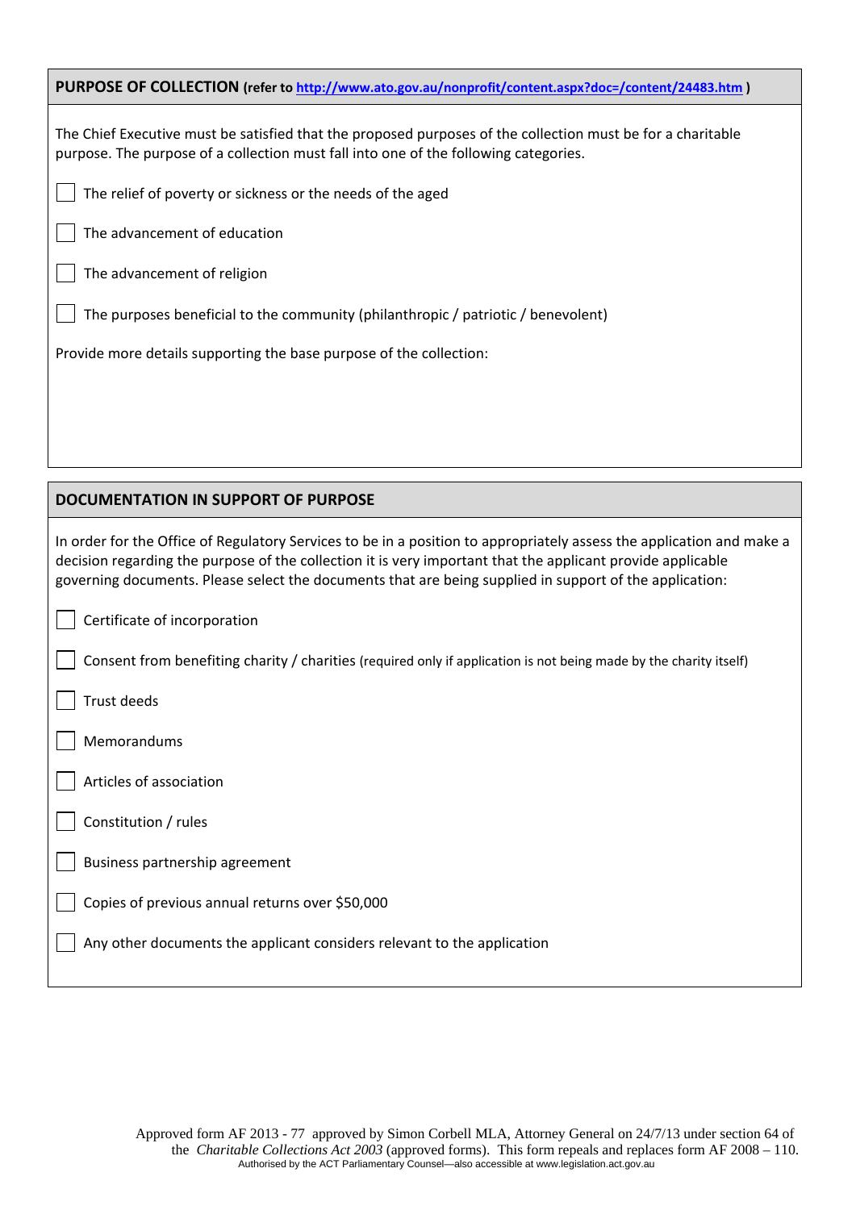## PURPOSE OF COLLECTION (refer to [http://www.ato.gov.au/nonprofit/content.aspx?doc=/content/24483.htm](http://www.ato.gov.au/nonprofit/content.aspx?doc=/content/24483.htm) )

The Chief Executive must be satisfied that the proposed purposes of the collection must be for a charitable purpose. The purpose of a collection must fall into one of the following categories.

- ☐ The relief of poverty or sickness or the needs of the aged
- ☐ The advancement of education
- ☐ The advancement of religion
- ☐ The purposes beneficial to the community (philanthropic / patriotic / benevolent)

Provide more details supporting the base purpose of the collection:

## DOCUMENTATION IN SUPPORT OF PURPOSE

In order for the Office of Regulatory Services to be in a position to appropriately assess the application and make a decision regarding the purpose of the collection it is very important that the applicant provide applicable governing documents. Please select the documents that are being supplied in support of the application:

- ☐ Certificate of incorporation
- ☐ Consent from benefiting charity / charities (required only if application is not being made by the charity itself)
- ☐ Trust deeds
- ☐ Memorandums
- ☐ Articles of association
- ☐ Constitution / rules
- ☐ Business partnership agreement
- ☐ Copies of previous annual returns over $50,000
- ☐ Any other documents the applicant considers relevant to the application

Approved form AF 2013 - 77 approved by Simon Corbell MLA, Attorney General on 24/7/13 under section 64 of the *Charitable Collections Act 2003* (approved forms). This form repeals and replaces form AF 2008 – 110.
Authorised by the ACT Parliamentary Counsel—also accessible at www.legislation.act.gov.au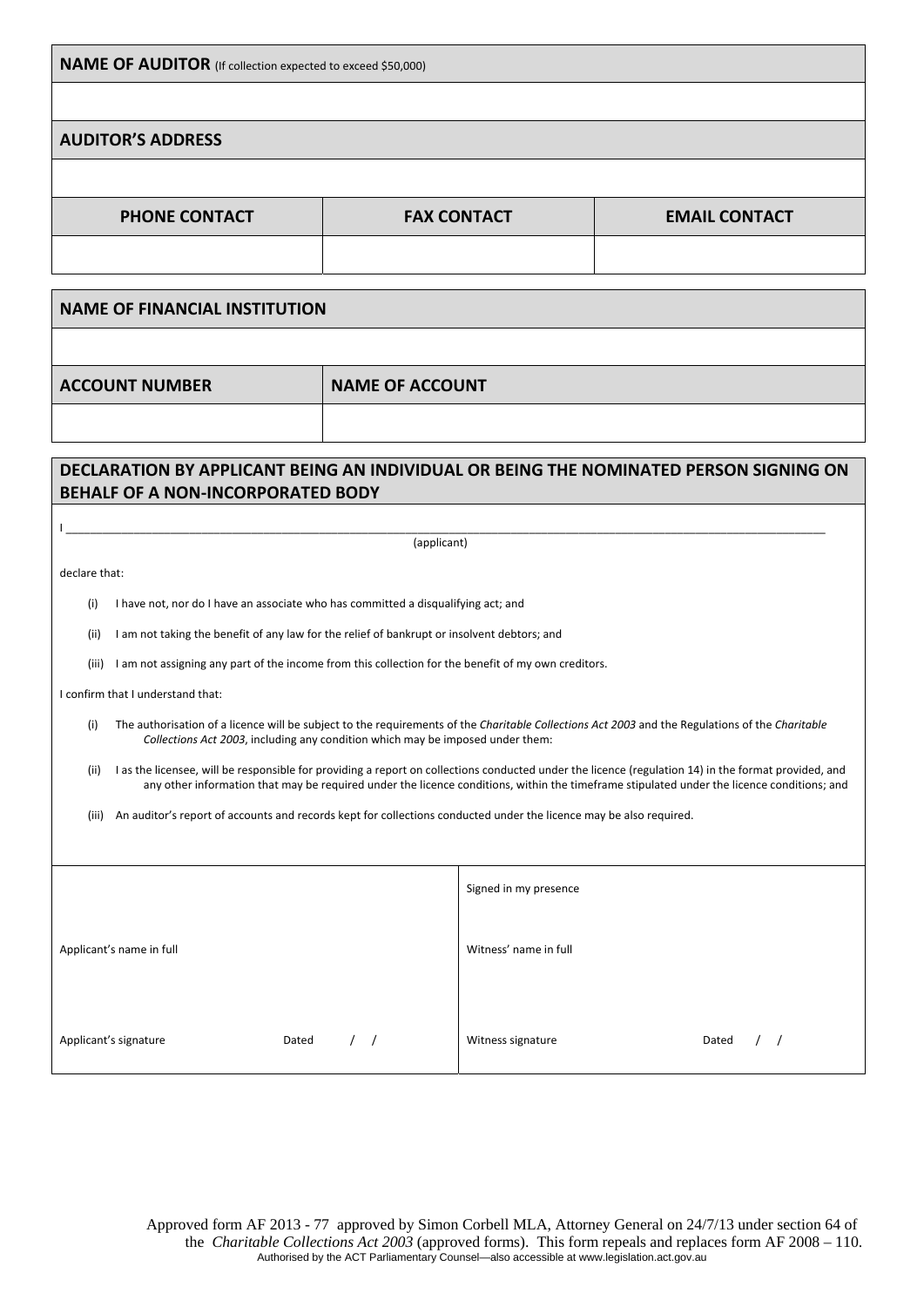| **NAME OF AUDITOR** (If collection expected to exceed $50,000) | | |
|---|---|---|
| | | |
| **AUDITOR'S ADDRESS** | | |
| | | |
| **PHONE CONTACT** | **FAX CONTACT** | **EMAIL CONTACT** |
| | | |

| **NAME OF FINANCIAL INSTITUTION** | |
|---|---|
| | |
| **ACCOUNT NUMBER** | **NAME OF ACCOUNT** |
| | |

## DECLARATION BY APPLICANT BEING AN INDIVIDUAL OR BEING THE NOMINATED PERSON SIGNING ON BEHALF OF A NON-INCORPORATED BODY

I ________________________________________________________________________________________________
(applicant)

declare that:

(i) I have not, nor do I have an associate who has committed a disqualifying act; and

(ii) I am not taking the benefit of any law for the relief of bankrupt or insolvent debtors; and

(iii) I am not assigning any part of the income from this collection for the benefit of my own creditors.

I confirm that I understand that:

(i) The authorisation of a licence will be subject to the requirements of the *Charitable Collections Act 2003* and the Regulations of the *Charitable Collections Act 2003*, including any condition which may be imposed under them:

(ii) I as the licensee, will be responsible for providing a report on collections conducted under the licence (regulation 14) in the format provided, and any other information that may be required under the licence conditions, within the timeframe stipulated under the licence conditions; and

(iii) An auditor's report of accounts and records kept for collections conducted under the licence may be also required.

| | Signed in my presence |
|---|---|
| Applicant's name in full | Witness' name in full |
| Applicant's signature Dated / / | Witness signature Dated / / |

Approved form AF 2013 - 77 approved by Simon Corbell MLA, Attorney General on 24/7/13 under section 64 of the *Charitable Collections Act 2003* (approved forms). This form repeals and replaces form AF 2008 – 110.
Authorised by the ACT Parliamentary Counsel—also accessible at www.legislation.act.gov.au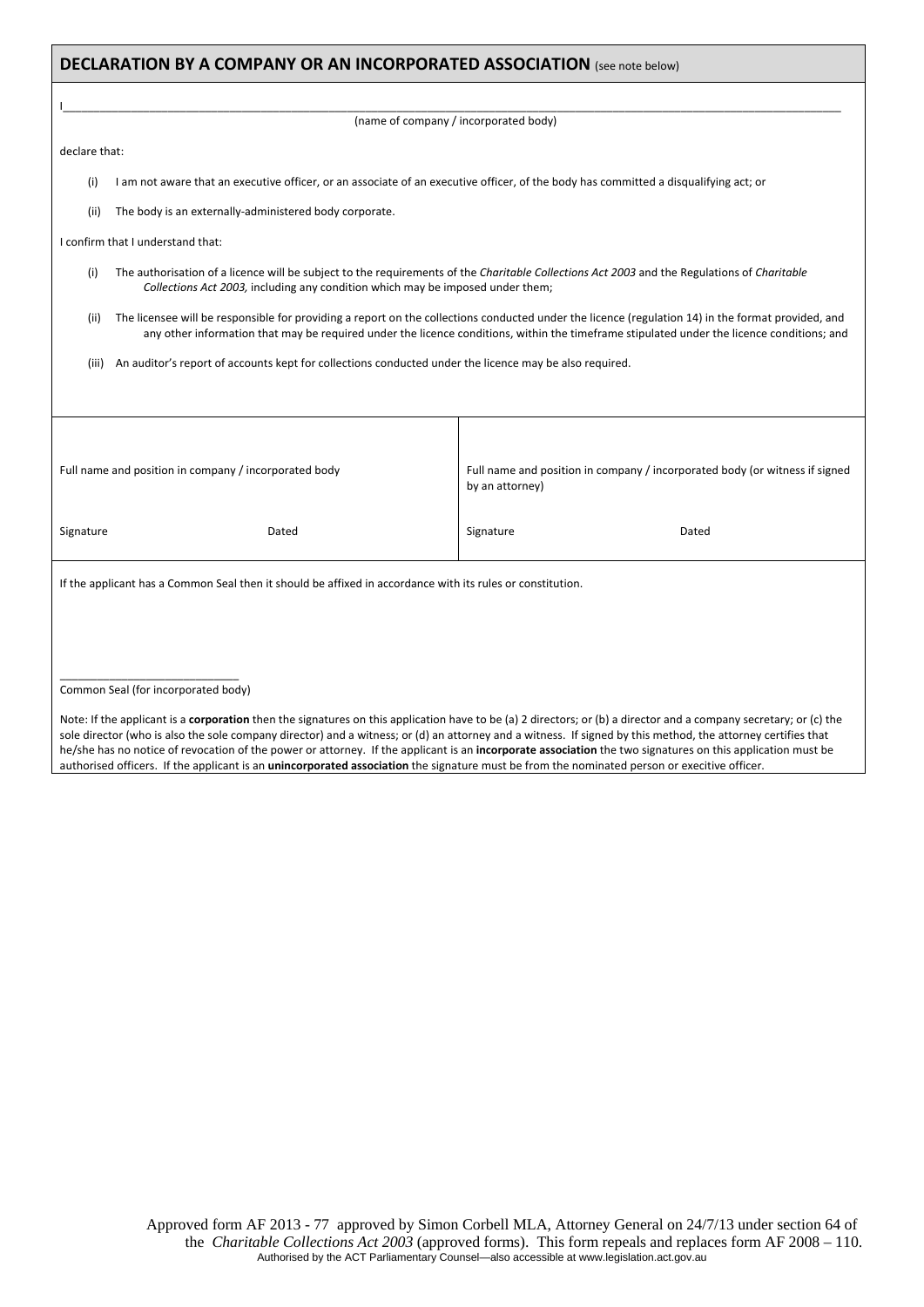## DECLARATION BY A COMPANY OR AN INCORPORATED ASSOCIATION (see note below)

I_______________________________________________________________________________________________
(name of company / incorporated body)

declare that:

(i) I am not aware that an executive officer, or an associate of an executive officer, of the body has committed a disqualifying act; or

(ii) The body is an externally-administered body corporate.

I confirm that I understand that:

(i) The authorisation of a licence will be subject to the requirements of the *Charitable Collections Act 2003* and the Regulations of *Charitable Collections Act 2003,* including any condition which may be imposed under them;

(ii) The licensee will be responsible for providing a report on the collections conducted under the licence (regulation 14) in the format provided, and any other information that may be required under the licence conditions, within the timeframe stipulated under the licence conditions; and

(iii) An auditor's report of accounts kept for collections conducted under the licence may be also required.

| | |
|---|---|
| Full name and position in company / incorporated body | Full name and position in company / incorporated body (or witness if signed by an attorney) |
| Signature Dated | Signature Dated |

If the applicant has a Common Seal then it should be affixed in accordance with its rules or constitution.

____________________________
Common Seal (for incorporated body)

Note: If the applicant is a **corporation** then the signatures on this application have to be (a) 2 directors; or (b) a director and a company secretary; or (c) the sole director (who is also the sole company director) and a witness; or (d) an attorney and a witness. If signed by this method, the attorney certifies that he/she has no notice of revocation of the power or attorney. If the applicant is an **incorporate association** the two signatures on this application must be authorised officers. If the applicant is an **unincorporated association** the signature must be from the nominated person or exicitive officer.

Approved form AF 2013 - 77 approved by Simon Corbell MLA, Attorney General on 24/7/13 under section 64 of the *Charitable Collections Act 2003* (approved forms). This form repeals and replaces form AF 2008 – 110.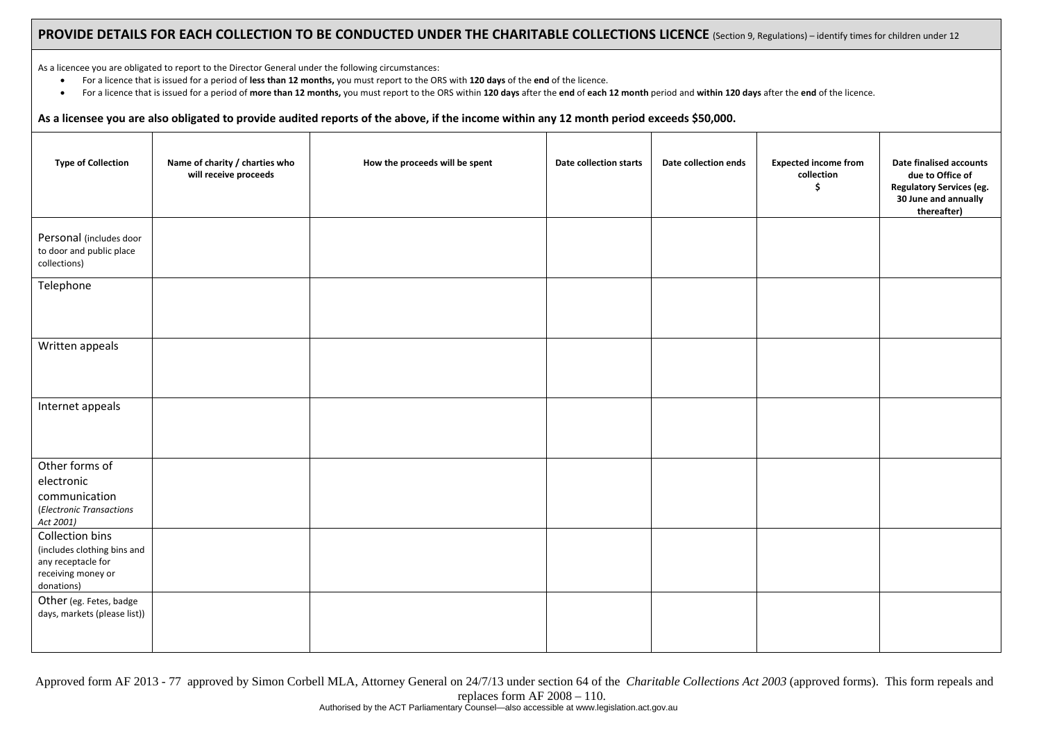## PROVIDE DETAILS FOR EACH COLLECTION TO BE CONDUCTED UNDER THE CHARITABLE COLLECTIONS LICENCE (Section 9, Regulations) – identify times for children under 12

As a licencee you are obligated to report to the Director General under the following circumstances:

- For a licence that is issued for a period of **less than 12 months,** you must report to the ORS with **120 days** of the **end** of the licence.
- For a licence that is issued for a period of **more than 12 months,** you must report to the ORS within **120 days** after the **end** of **each 12 month** period and **within 120 days** after the **end** of the licence.

**As a licensee you are also obligated to provide audited reports of the above, if the income within any 12 month period exceeds $50,000.**

| Type of Collection | Name of charity / charties who will receive proceeds | How the proceeds will be spent | Date collection starts | Date collection ends | Expected income from collection $ | Date finalised accounts due to Office of Regulatory Services (eg. 30 June and annually thereafter) |
|---|---|---|---|---|---|---|
| Personal (includes door to door and public place collections) | | | | | | |
| Telephone | | | | | | |
| Written appeals | | | | | | |
| Internet appeals | | | | | | |
| Other forms of electronic communication (*Electronic Transactions Act 2001)* | | | | | | |
| Collection bins (includes clothing bins and any receptacle for receiving money or donations) | | | | | | |
| Other (eg. Fetes, badge days, markets (please list)) | | | | | | |

Approved form AF 2013 - 77 approved by Simon Corbell MLA, Attorney General on 24/7/13 under section 64 of the *Charitable Collections Act 2003* (approved forms). This form repeals and replaces form AF 2008 – 110.

Authorised by the ACT Parliamentary Counsel—also accessible at www.legislation.act.gov.au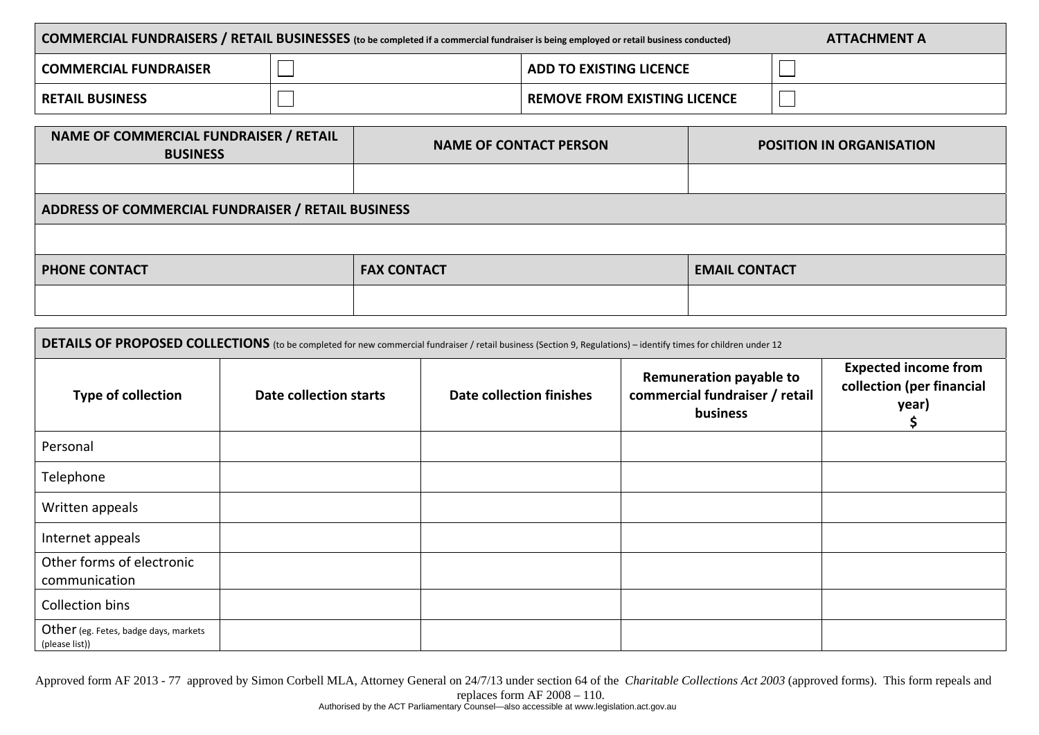| **COMMERCIAL FUNDRAISERS / RETAIL BUSINESSES** (to be completed if a commercial fundraiser is being employed or retail business conducted) | | **ATTACHMENT A** | |
|---|---|---|---|
| **COMMERCIAL FUNDRAISER** | ☐ | **ADD TO EXISTING LICENCE** | ☐ |
| **RETAIL BUSINESS** | ☐ | **REMOVE FROM EXISTING LICENCE** | ☐ |

| **NAME OF COMMERCIAL FUNDRAISER / RETAIL BUSINESS** | **NAME OF CONTACT PERSON** | **POSITION IN ORGANISATION** |
|---|---|---|
| | | |
| **ADDRESS OF COMMERCIAL FUNDRAISER / RETAIL BUSINESS** | | |
| | | |
| **PHONE CONTACT** | **FAX CONTACT** | **EMAIL CONTACT** |
| | | |

**DETAILS OF PROPOSED COLLECTIONS** (to be completed for new commercial fundraiser / retail business (Section 9, Regulations) – identify times for children under 12

| Type of collection | Date collection starts | Date collection finishes | Remuneration payable to commercial fundraiser / retail business | Expected income from collection (per financial year) $ |
|---|---|---|---|---|
| Personal | | | | |
| Telephone | | | | |
| Written appeals | | | | |
| Internet appeals | | | | |
| Other forms of electronic communication | | | | |
| Collection bins | | | | |
| Other (eg. Fetes, badge days, markets (please list)) | | | | |

Approved form AF 2013 - 77 approved by Simon Corbell MLA, Attorney General on 24/7/13 under section 64 of the *Charitable Collections Act 2003* (approved forms). This form repeals and replaces form AF 2008 – 110.

Authorised by the ACT Parliamentary Counsel—also accessible at www.legislation.act.gov.au